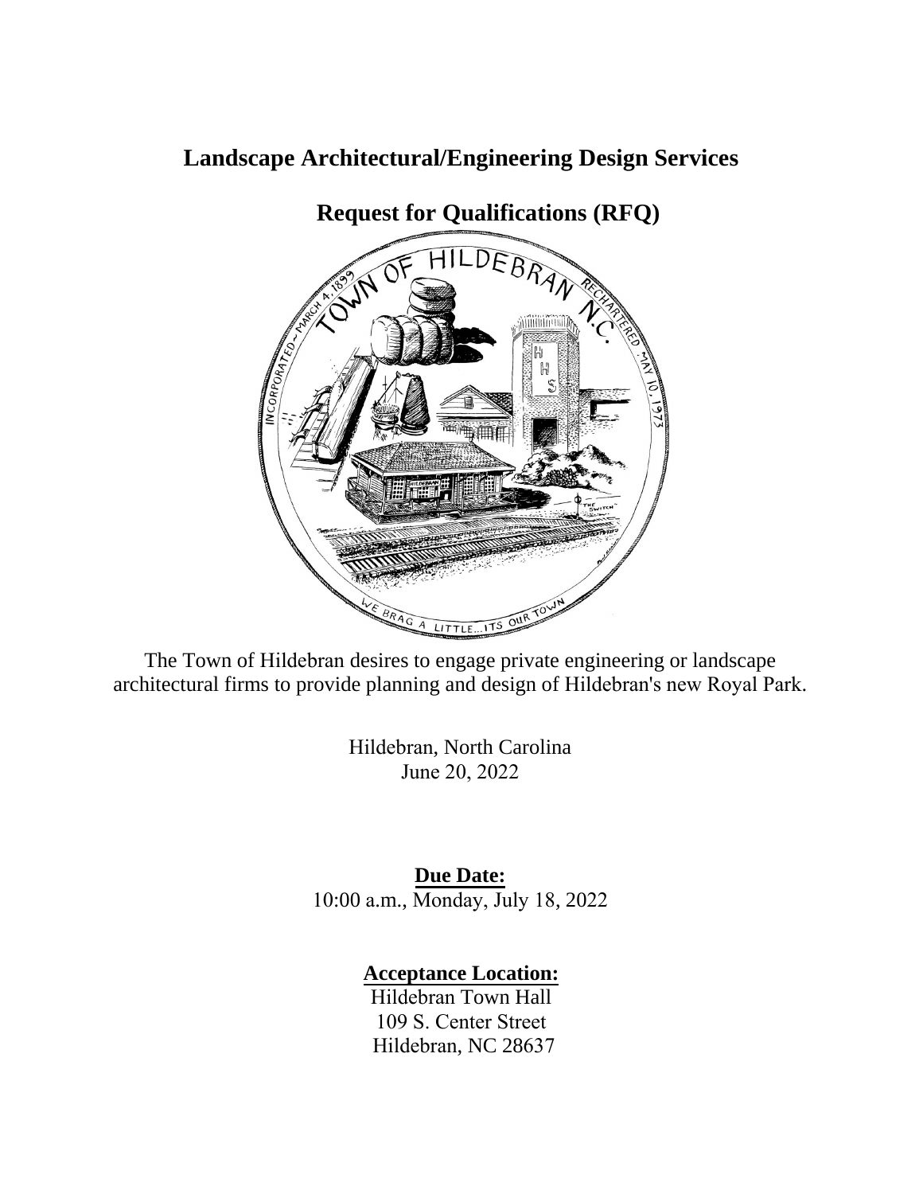# Landscape Architectural/Engineering Design Services

## Request for Qualifications (RFQ)

The Town of Hildebran desires to engage private engineering or landscape architectural firms to provide planning and design of Hildebran's new Royal Park.

Hildebran, North Carolina
June 20, 2022

**Due Date:**
10:00 a.m., Monday, July 18, 2022

**Acceptance Location:**
Hildebran Town Hall
109 S. Center Street
Hildebran, NC 28637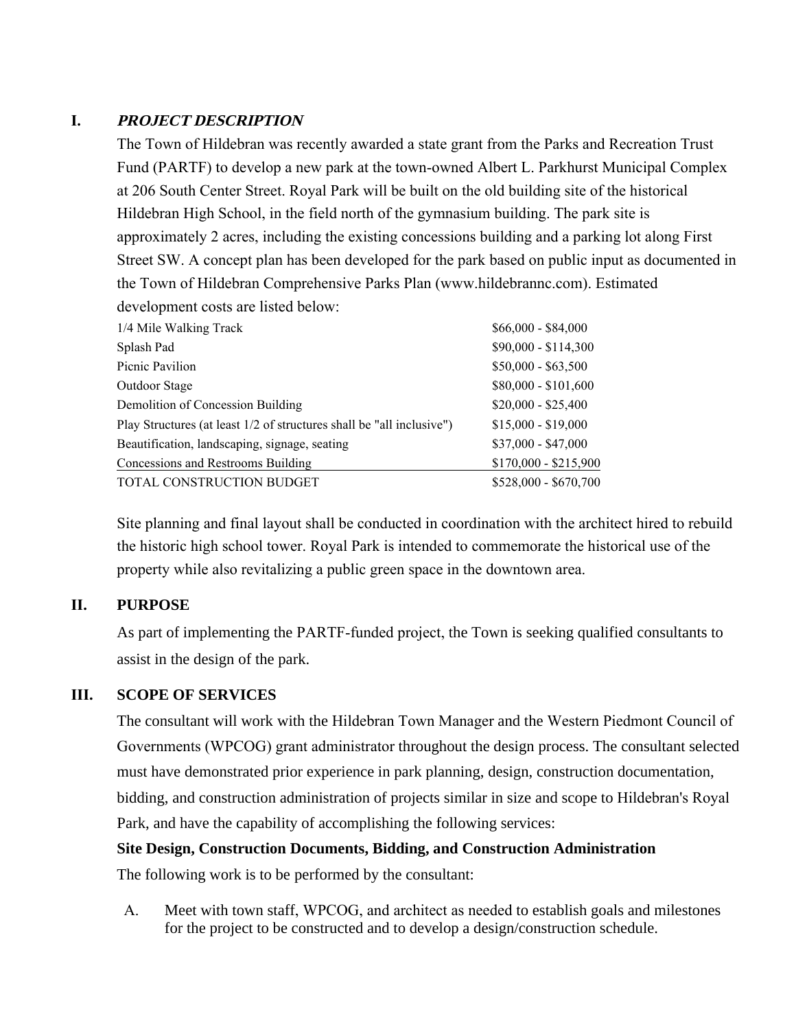## I. *PROJECT DESCRIPTION*

The Town of Hildebran was recently awarded a state grant from the Parks and Recreation Trust Fund (PARTF) to develop a new park at the town-owned Albert L. Parkhurst Municipal Complex at 206 South Center Street. Royal Park will be built on the old building site of the historical Hildebran High School, in the field north of the gymnasium building. The park site is approximately 2 acres, including the existing concessions building and a parking lot along First Street SW. A concept plan has been developed for the park based on public input as documented in the Town of Hildebran Comprehensive Parks Plan (www.hildebrannc.com). Estimated development costs are listed below:

| | |
|---|---|
| 1/4 Mile Walking Track | $66,000 - $84,000 |
| Splash Pad | $90,000 - $114,300 |
| Picnic Pavilion | $50,000 - $63,500 |
| Outdoor Stage | $80,000 - $101,600 |
| Demolition of Concession Building | $20,000 - $25,400 |
| Play Structures (at least 1/2 of structures shall be "all inclusive") | $15,000 - $19,000 |
| Beautification, landscaping, signage, seating | $37,000 - $47,000 |
| Concessions and Restrooms Building | $170,000 - $215,900 |
| TOTAL CONSTRUCTION BUDGET | $528,000 - $670,700 |

Site planning and final layout shall be conducted in coordination with the architect hired to rebuild the historic high school tower. Royal Park is intended to commemorate the historical use of the property while also revitalizing a public green space in the downtown area.

## II. PURPOSE

As part of implementing the PARTF-funded project, the Town is seeking qualified consultants to assist in the design of the park.

## III. SCOPE OF SERVICES

The consultant will work with the Hildebran Town Manager and the Western Piedmont Council of Governments (WPCOG) grant administrator throughout the design process. The consultant selected must have demonstrated prior experience in park planning, design, construction documentation, bidding, and construction administration of projects similar in size and scope to Hildebran's Royal Park, and have the capability of accomplishing the following services:

**Site Design, Construction Documents, Bidding, and Construction Administration**

The following work is to be performed by the consultant:

A. Meet with town staff, WPCOG, and architect as needed to establish goals and milestones for the project to be constructed and to develop a design/construction schedule.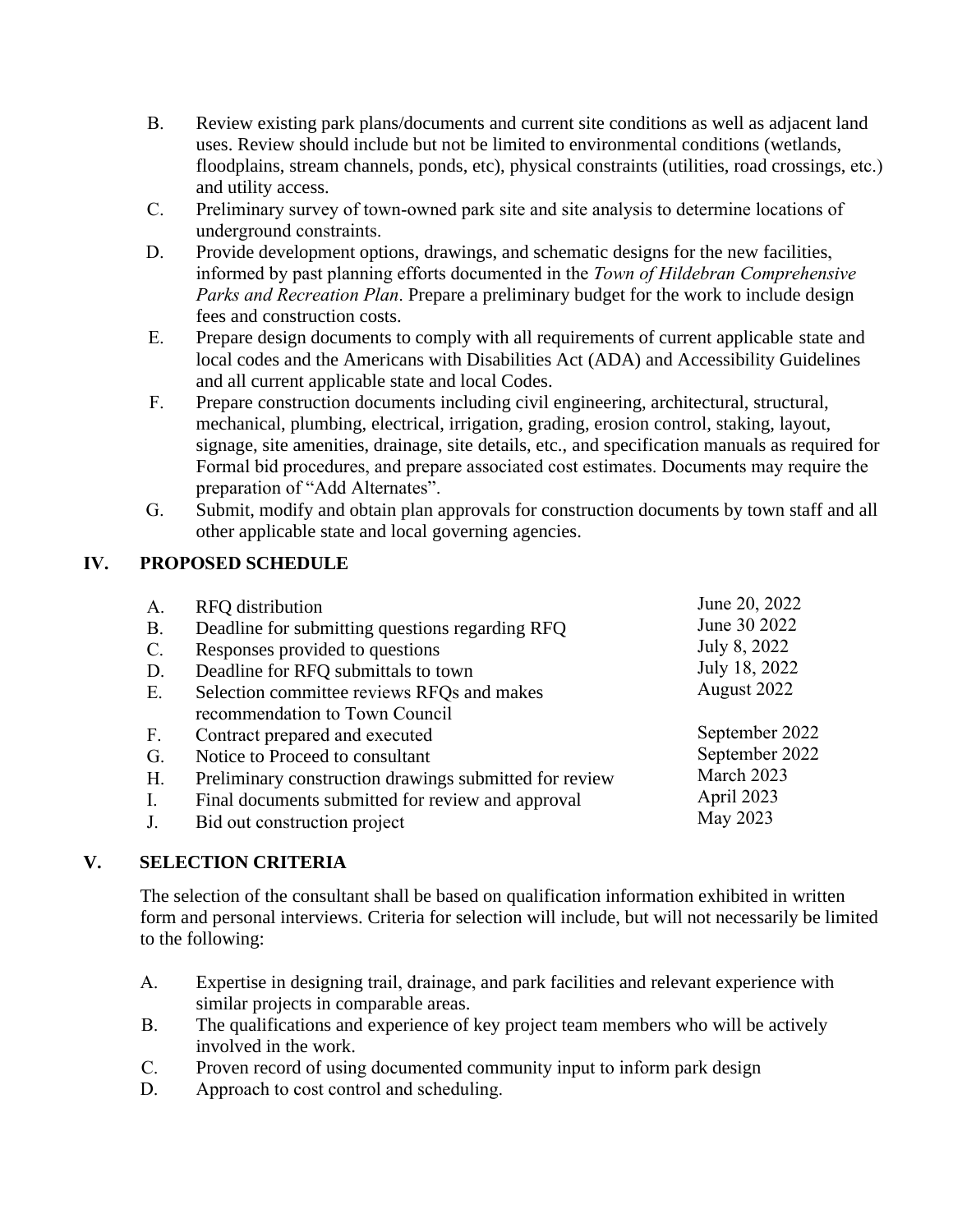B. Review existing park plans/documents and current site conditions as well as adjacent land uses. Review should include but not be limited to environmental conditions (wetlands, floodplains, stream channels, ponds, etc), physical constraints (utilities, road crossings, etc.) and utility access.

C. Preliminary survey of town-owned park site and site analysis to determine locations of underground constraints.

D. Provide development options, drawings, and schematic designs for the new facilities, informed by past planning efforts documented in the *Town of Hildebran Comprehensive Parks and Recreation Plan*. Prepare a preliminary budget for the work to include design fees and construction costs.

E. Prepare design documents to comply with all requirements of current applicable state and local codes and the Americans with Disabilities Act (ADA) and Accessibility Guidelines and all current applicable state and local Codes.

F. Prepare construction documents including civil engineering, architectural, structural, mechanical, plumbing, electrical, irrigation, grading, erosion control, staking, layout, signage, site amenities, drainage, site details, etc., and specification manuals as required for Formal bid procedures, and prepare associated cost estimates. Documents may require the preparation of "Add Alternates".

G. Submit, modify and obtain plan approvals for construction documents by town staff and all other applicable state and local governing agencies.

## IV. PROPOSED SCHEDULE

| | | |
|---|---|---|
| A. | RFQ distribution | June 20, 2022 |
| B. | Deadline for submitting questions regarding RFQ | June 30 2022 |
| C. | Responses provided to questions | July 8, 2022 |
| D. | Deadline for RFQ submittals to town | July 18, 2022 |
| E. | Selection committee reviews RFQs and makes recommendation to Town Council | August 2022 |
| F. | Contract prepared and executed | September 2022 |
| G. | Notice to Proceed to consultant | September 2022 |
| H. | Preliminary construction drawings submitted for review | March 2023 |
| I. | Final documents submitted for review and approval | April 2023 |
| J. | Bid out construction project | May 2023 |

## V. SELECTION CRITERIA

The selection of the consultant shall be based on qualification information exhibited in written form and personal interviews. Criteria for selection will include, but will not necessarily be limited to the following:

A. Expertise in designing trail, drainage, and park facilities and relevant experience with similar projects in comparable areas.

B. The qualifications and experience of key project team members who will be actively involved in the work.

C. Proven record of using documented community input to inform park design

D. Approach to cost control and scheduling.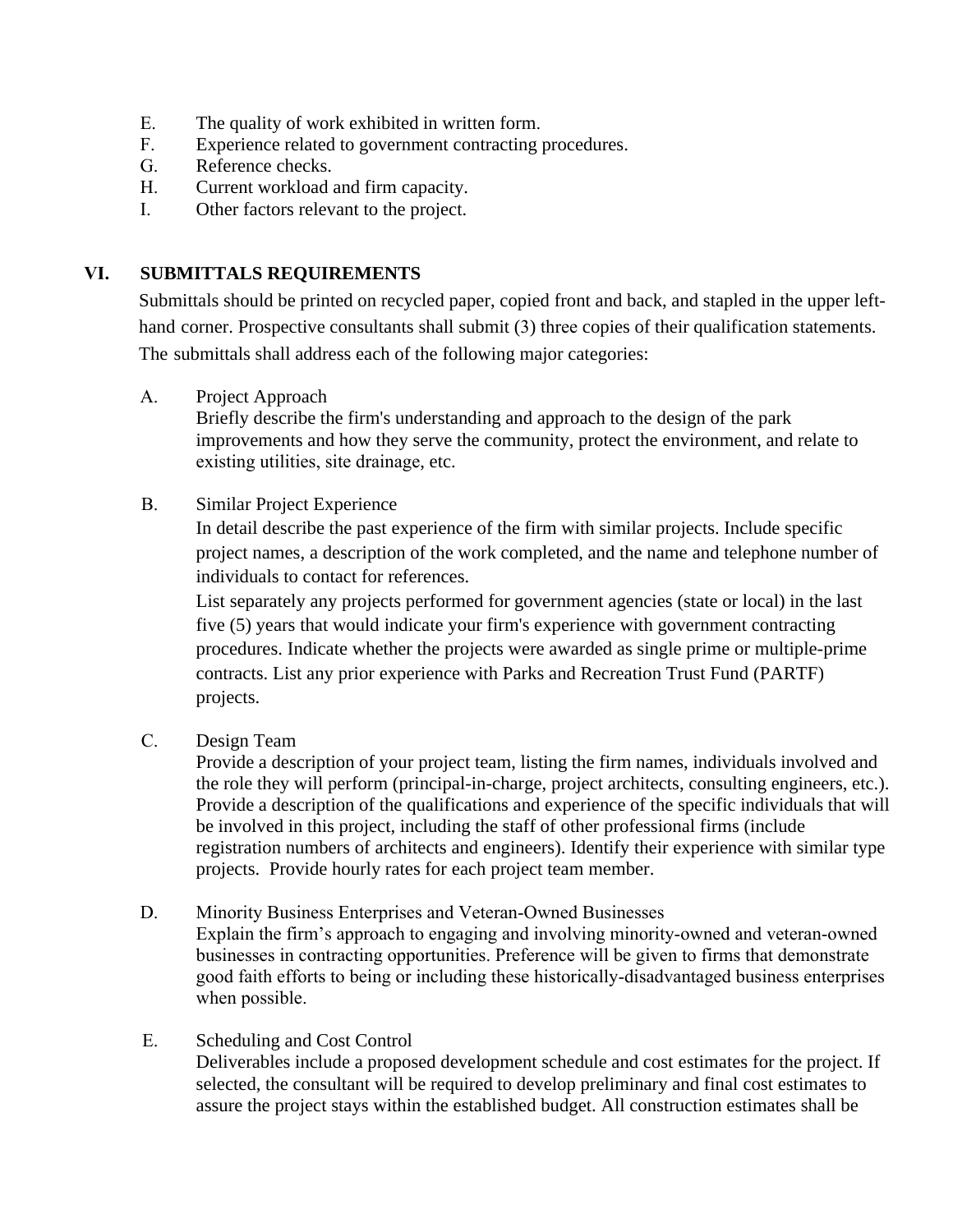E. The quality of work exhibited in written form.
F. Experience related to government contracting procedures.
G. Reference checks.
H. Current workload and firm capacity.
I. Other factors relevant to the project.

## VI. SUBMITTALS REQUIREMENTS

Submittals should be printed on recycled paper, copied front and back, and stapled in the upper left-hand corner. Prospective consultants shall submit (3) three copies of their qualification statements. The submittals shall address each of the following major categories:

A. Project Approach
Briefly describe the firm's understanding and approach to the design of the park improvements and how they serve the community, protect the environment, and relate to existing utilities, site drainage, etc.

B. Similar Project Experience
In detail describe the past experience of the firm with similar projects. Include specific project names, a description of the work completed, and the name and telephone number of individuals to contact for references.
List separately any projects performed for government agencies (state or local) in the last five (5) years that would indicate your firm's experience with government contracting procedures. Indicate whether the projects were awarded as single prime or multiple-prime contracts. List any prior experience with Parks and Recreation Trust Fund (PARTF) projects.

C. Design Team
Provide a description of your project team, listing the firm names, individuals involved and the role they will perform (principal-in-charge, project architects, consulting engineers, etc.). Provide a description of the qualifications and experience of the specific individuals that will be involved in this project, including the staff of other professional firms (include registration numbers of architects and engineers). Identify their experience with similar type projects. Provide hourly rates for each project team member.

D. Minority Business Enterprises and Veteran-Owned Businesses
Explain the firm's approach to engaging and involving minority-owned and veteran-owned businesses in contracting opportunities. Preference will be given to firms that demonstrate good faith efforts to being or including these historically-disadvantaged business enterprises when possible.

E. Scheduling and Cost Control
Deliverables include a proposed development schedule and cost estimates for the project. If selected, the consultant will be required to develop preliminary and final cost estimates to assure the project stays within the established budget. All construction estimates shall be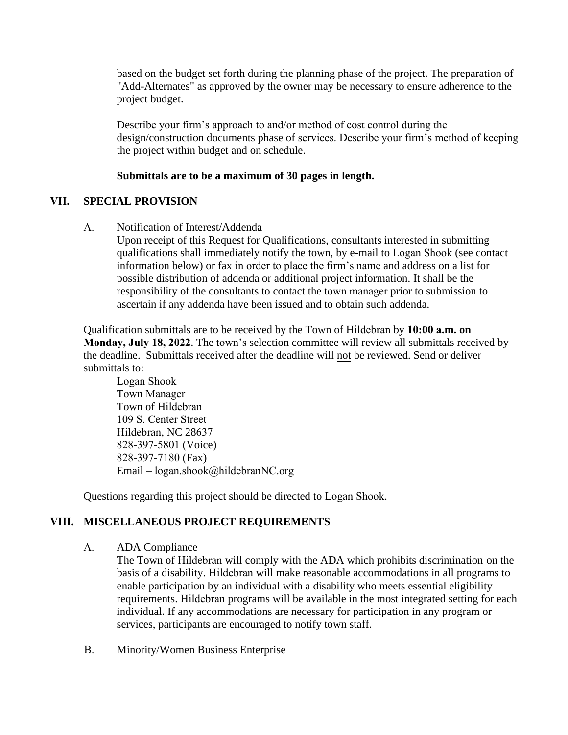based on the budget set forth during the planning phase of the project. The preparation of "Add-Alternates" as approved by the owner may be necessary to ensure adherence to the project budget.

Describe your firm's approach to and/or method of cost control during the design/construction documents phase of services. Describe your firm's method of keeping the project within budget and on schedule.

**Submittals are to be a maximum of 30 pages in length.**

## VII. SPECIAL PROVISION

A. Notification of Interest/Addenda

Upon receipt of this Request for Qualifications, consultants interested in submitting qualifications shall immediately notify the town, by e-mail to Logan Shook (see contact information below) or fax in order to place the firm's name and address on a list for possible distribution of addenda or additional project information. It shall be the responsibility of the consultants to contact the town manager prior to submission to ascertain if any addenda have been issued and to obtain such addenda.

Qualification submittals are to be received by the Town of Hildebran by **10:00 a.m. on Monday, July 18, 2022**. The town's selection committee will review all submittals received by the deadline. Submittals received after the deadline will not be reviewed. Send or deliver submittals to:

Logan Shook
Town Manager
Town of Hildebran
109 S. Center Street
Hildebran, NC 28637
828-397-5801 (Voice)
828-397-7180 (Fax)
Email – logan.shook@hildebranNC.org

Questions regarding this project should be directed to Logan Shook.

## VIII. MISCELLANEOUS PROJECT REQUIREMENTS

A. ADA Compliance

The Town of Hildebran will comply with the ADA which prohibits discrimination on the basis of a disability. Hildebran will make reasonable accommodations in all programs to enable participation by an individual with a disability who meets essential eligibility requirements. Hildebran programs will be available in the most integrated setting for each individual. If any accommodations are necessary for participation in any program or services, participants are encouraged to notify town staff.

B. Minority/Women Business Enterprise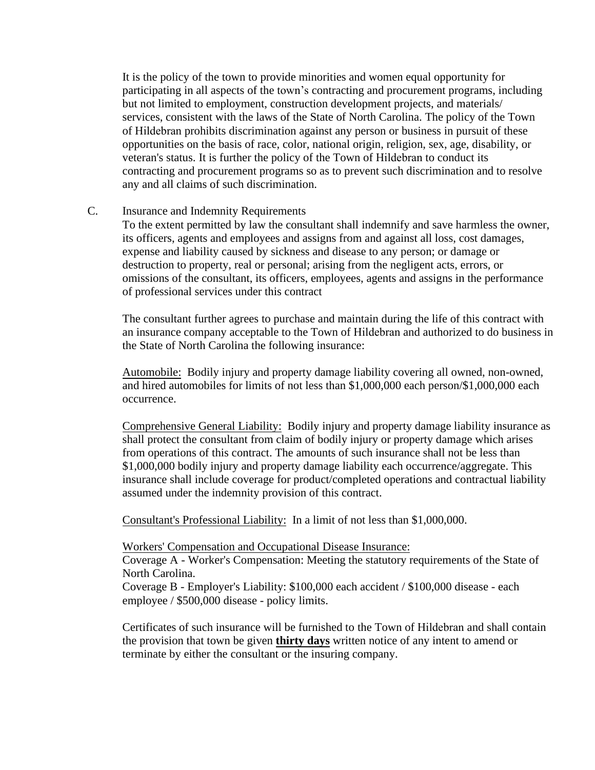It is the policy of the town to provide minorities and women equal opportunity for participating in all aspects of the town's contracting and procurement programs, including but not limited to employment, construction development projects, and materials/ services, consistent with the laws of the State of North Carolina. The policy of the Town of Hildebran prohibits discrimination against any person or business in pursuit of these opportunities on the basis of race, color, national origin, religion, sex, age, disability, or veteran's status. It is further the policy of the Town of Hildebran to conduct its contracting and procurement programs so as to prevent such discrimination and to resolve any and all claims of such discrimination.

C. Insurance and Indemnity Requirements

To the extent permitted by law the consultant shall indemnify and save harmless the owner, its officers, agents and employees and assigns from and against all loss, cost damages, expense and liability caused by sickness and disease to any person; or damage or destruction to property, real or personal; arising from the negligent acts, errors, or omissions of the consultant, its officers, employees, agents and assigns in the performance of professional services under this contract

The consultant further agrees to purchase and maintain during the life of this contract with an insurance company acceptable to the Town of Hildebran and authorized to do business in the State of North Carolina the following insurance:

<u>Automobile:</u> Bodily injury and property damage liability covering all owned, non-owned, and hired automobiles for limits of not less than $1,000,000 each person/$1,000,000 each occurrence.

<u>Comprehensive General Liability:</u> Bodily injury and property damage liability insurance as shall protect the consultant from claim of bodily injury or property damage which arises from operations of this contract. The amounts of such insurance shall not be less than $1,000,000 bodily injury and property damage liability each occurrence/aggregate. This insurance shall include coverage for product/completed operations and contractual liability assumed under the indemnity provision of this contract.

<u>Consultant's Professional Liability:</u> In a limit of not less than $1,000,000.

<u>Workers' Compensation and Occupational Disease Insurance:</u>
Coverage A - Worker's Compensation: Meeting the statutory requirements of the State of North Carolina.
Coverage B - Employer's Liability: $100,000 each accident / $100,000 disease - each employee / $500,000 disease - policy limits.

Certificates of such insurance will be furnished to the Town of Hildebran and shall contain the provision that town be given **<u>thirty days</u>** written notice of any intent to amend or terminate by either the consultant or the insuring company.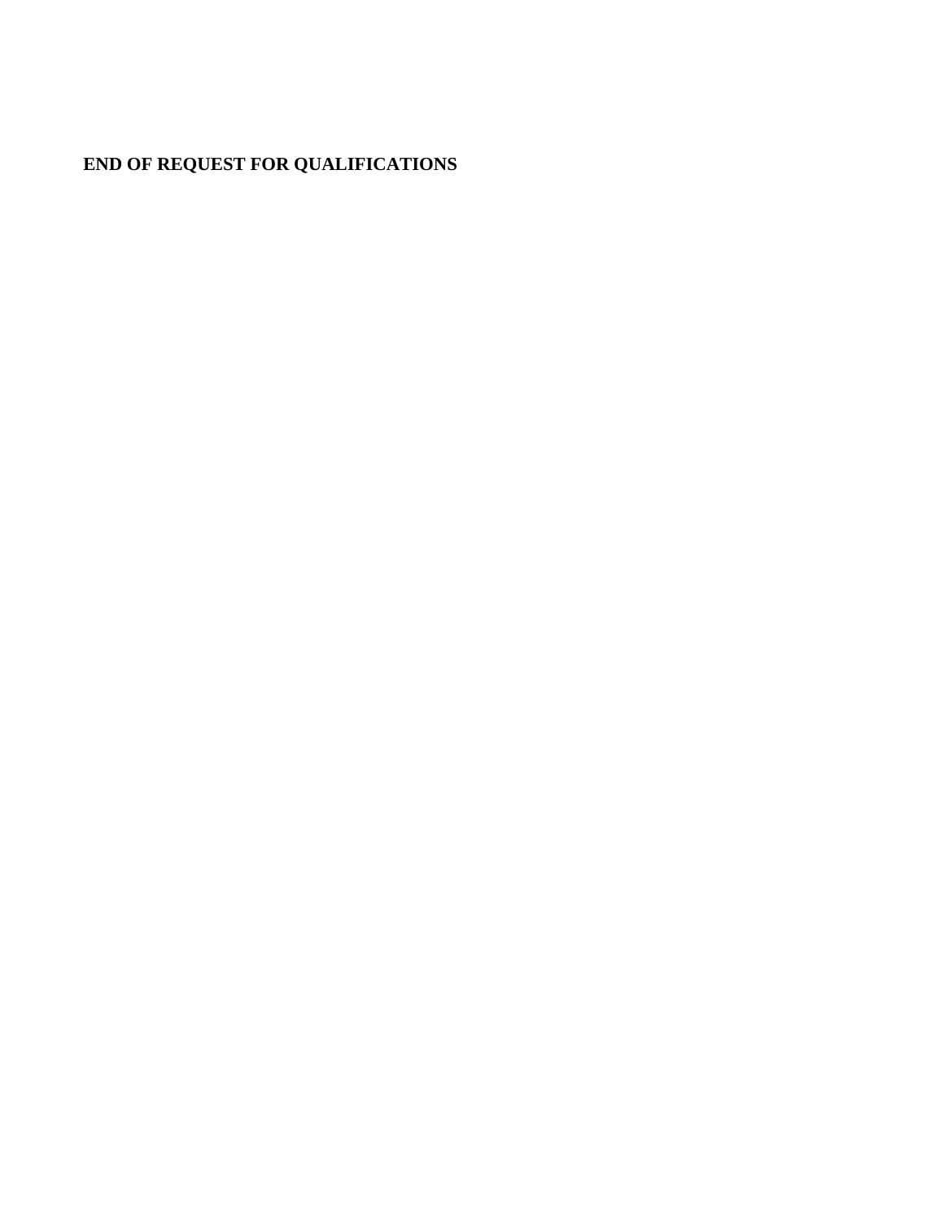**END OF REQUEST FOR QUALIFICATIONS**